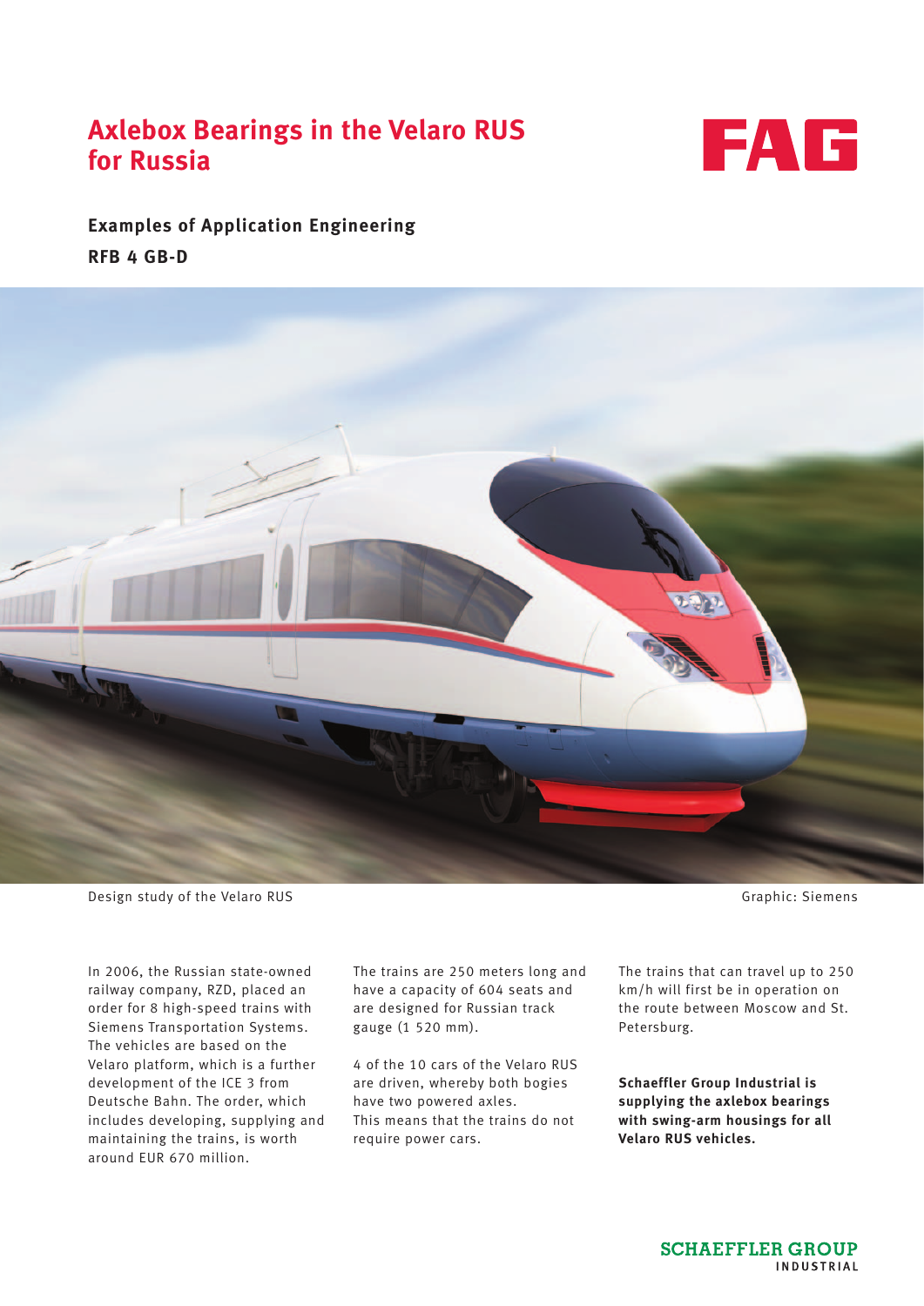# Axlebox Bearings in the Velaro RUS for Russia

FAG

## Examples of Application Engineering

**RFB 4 GB-D**

Design study of the Velaro RUS

Graphic: Siemens

In 2006, the Russian state-owned railway company, RZD, placed an order for 8 high-speed trains with Siemens Transportation Systems. The vehicles are based on the Velaro platform, which is a further development of the ICE 3 from Deutsche Bahn. The order, which includes developing, supplying and maintaining the trains, is worth around EUR 670 million.

The trains are 250 meters long and have a capacity of 604 seats and are designed for Russian track gauge (1 520 mm).

4 of the 10 cars of the Velaro RUS are driven, whereby both bogies have two powered axles. This means that the trains do not require power cars.

The trains that can travel up to 250 km/h will first be in operation on the route between Moscow and St. Petersburg.

**Schaeffler Group Industrial is supplying the axlebox bearings with swing-arm housings for all Velaro RUS vehicles.**

SCHAEFFLER GROUP INDUSTRIAL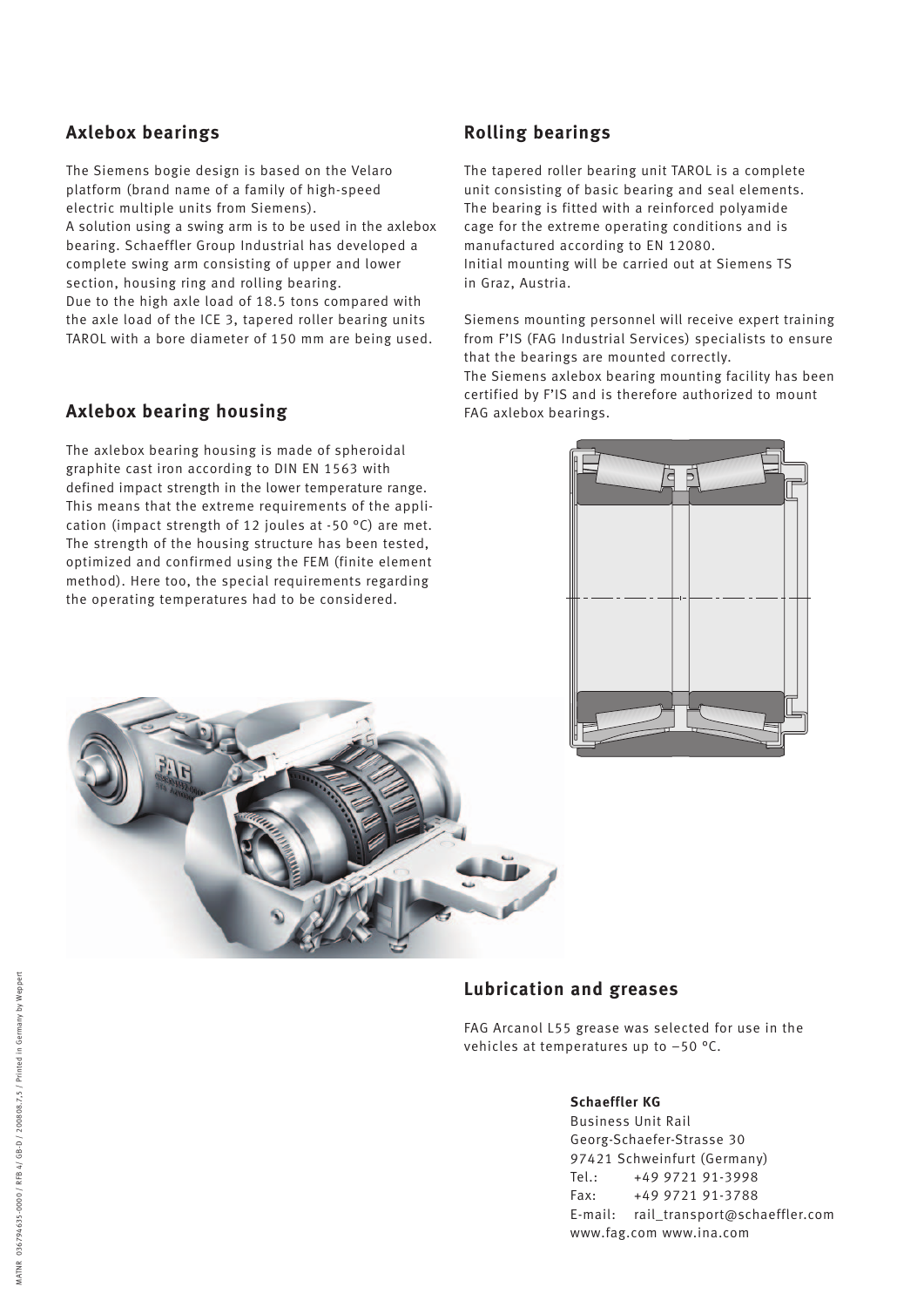## Axlebox bearings

The Siemens bogie design is based on the Velaro platform (brand name of a family of high-speed electric multiple units from Siemens).
A solution using a swing arm is to be used in the axlebox bearing. Schaeffler Group Industrial has developed a complete swing arm consisting of upper and lower section, housing ring and rolling bearing.
Due to the high axle load of 18.5 tons compared with the axle load of the ICE 3, tapered roller bearing units TAROL with a bore diameter of 150 mm are being used.

## Axlebox bearing housing

The axlebox bearing housing is made of spheroidal graphite cast iron according to DIN EN 1563 with defined impact strength in the lower temperature range. This means that the extreme requirements of the application (impact strength of 12 joules at -50 °C) are met. The strength of the housing structure has been tested, optimized and confirmed using the FEM (finite element method). Here too, the special requirements regarding the operating temperatures had to be considered.

## Rolling bearings

The tapered roller bearing unit TAROL is a complete unit consisting of basic bearing and seal elements. The bearing is fitted with a reinforced polyamide cage for the extreme operating conditions and is manufactured according to EN 12080.
Initial mounting will be carried out at Siemens TS in Graz, Austria.

Siemens mounting personnel will receive expert training from F'IS (FAG Industrial Services) specialists to ensure that the bearings are mounted correctly.
The Siemens axlebox bearing mounting facility has been certified by F'IS and is therefore authorized to mount FAG axlebox bearings.

## Lubrication and greases

FAG Arcanol L55 grease was selected for use in the vehicles at temperatures up to −50 °C.

**Schaeffler KG**
Business Unit Rail
Georg-Schaefer-Strasse 30
97421 Schweinfurt (Germany)
Tel.: +49 9721 91-3998
Fax: +49 9721 91-3788
E-mail: rail_transport@schaeffler.com
www.fag.com www.ina.com

MATNR 036794635-0000 / RFB 4/ GB-D / 200808.7,5 / Printed in Germany by Weppert